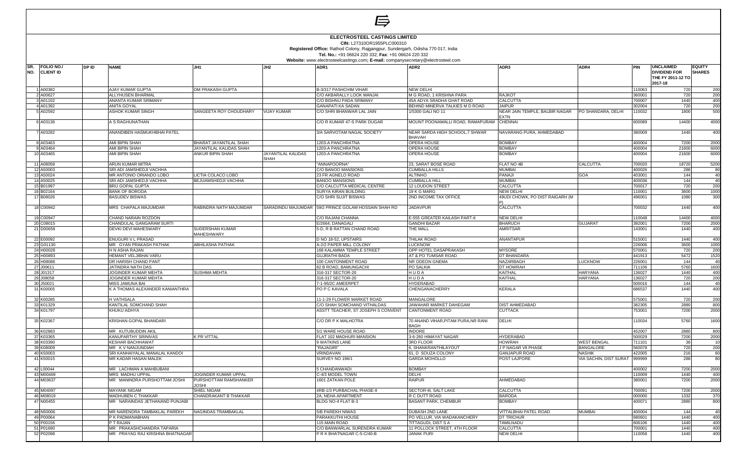# ELECTROSTEEL CASTINGS LIMITED

**CIN:** L27310OR1955PLC000310

**Registered Office:** Rathod Colony, Rajgangpur, Sundergarh, Odisha 770 017, India

**Tel. No.:** +91 06624 220 332; **Fax**: +91 06624 220 332

**Website:** www.electrosteelcastings.com; **E-mail:** companysecretary@electrosteel.com

| SR. NO. | FOLIO NO./ CLIENT ID | DP ID | NAME | JH1 | JH2 | ADR1 | ADR2 | ADR3 | ADR4 | PIN | UNCLAIMED DIVIDEND FOR THE FY 2011-12 TO 2017-18 | EQUITY SHARES |
|---|---|---|---|---|---|---|---|---|---|---|---|---|
| 1 | A00382 | | AJAY KUMAR GUPTA | OM PRAKASH GUPTA | | B-3/317 PASHCHIM VIHAR | NEW DELHI | | | 110063 | 720 | 200 |
| 2 | A00627 | | ALLYHUSEN BHARMAL | | | C/O AKBARALLY LOOK MANJAI | M G ROAD, 1 KRISHNA PARA | RAJKOT | | 360001 | 720 | 200 |
| 3 | A01102 | | ANANTA KUMAR SRIMANY | | | C/O BISHNU PADA SRIMANY | 45A ADYA SRADHA GHAT ROAD | CALCUTTA | | 700007 | 1440 | 400 |
| 4 | A01392 | | ANITA GOYAL | | | GANAPATI KA SADAN | BEHIND MINERVA TALKIES M D ROAD | JAIPUR | | 302004 | 720 | 200 |
| 5 | A02592 | | ASHOK KUMAR SINGH | SANGEETA ROY CHOUDHARY | VIJAY KUMAR | C/O SHRI BHANWAR LAL JAIN | 1/5300 GALI NO 11 | NEAR JAIN TEMPLE, BALBIR NAGAR EXTN | PO SHANDARA, DELHI | 110032 | 1800 | 500 |
| 6 | A03136 | | A S RAGHUNATHAN | | | C/O R KUMAR 47-S PARK DUGAR | MOUNT POONAMALLI ROAD, RAMAPURAM | CHENNAI | | 600089 | 14400 | 4000 |
| 7 | A03282 | | ANANDIBEN HASMUKHBHAI PATEL | | | 3/A SARVOTAM NAGAL SOCIETY | NEAR SARDA HIGH SCHOOL,7 SHWAR BHAVAH | NAVARANG PURA, AHMEDABAD | | 380009 | 1440 | 400 |
| 8 | A03463 | | AMI BIPIN SHAH | BHARAT JAYANTILAL SHAH | | 1203-A PANCHRATNA | OPERA HOUSE | BOMBAY | | 400004 | 7200 | 2000 |
| 9 | A03464 | | AMI BIPIN SHAH | JAYANTILAL KALIDAS SHAH | | 1203-A PANCHRATNA | OPERA HOUSE | BOMBAY | | 400004 | 21600 | 6000 |
| 10 | A03465 | | AMI BIPIN SHAH | ANKUR BIPIN SHAH | JAYANTILAL KALIDAS SHAH | 1203-A PANCHRATNA | OPERA HOUSE | BOMBAY | | 400004 | 21600 | 6000 |
| 11 | A08058 | | ARUN KUMAR MITRA | | | "ANNAPOORNA" | 23, SARAT BOSE ROAD | FLAT NO 4B | CALCUTTA | 700020 | 18720 | 5200 |
| 12 | A50003 | | SRI ADI JAMSHEDJI VACHHA | | | C/O BANOO MANSIONS | CUMBALLA HILLS | MUMBAI | | 400026 | 288 | 80 |
| 13 | A50024 | | MR ANTONIO ORIANDO LOBO | LICTIA COLACO LOBO | | 23 FR AGNELO ROAD | ALTINHO | PANAJI | GOA | 403001 | 144 | 40 |
| 14 | A50025 | | SRI ADI JAMSHEDJI VACHHA | BEJIJAMSHEDJI VACHHA | | BANOO MANSIONS | CUMBALLA HILL | MUMBAI | | 400036 | 144 | 40 |
| 15 | B01997 | | BRIJ GOPAL GUPTA | | | C/O CALCUTTA MEDICAL CENTRE | 12 LOUDON STREET | CALCUTTA | | 700017 | 720 | 200 |
| 16 | B02164 | | BANK OF BORODA | | | SURYA KIRAN BUILDING | 19 K G MARG | NEW DELHI | | 110001 | 3600 | 1000 |
| 17 | B08026 | | BASUDEV BISWAS | | | C/O SHRI SUJIT BISWAS | 2ND INCOME TAX OFFICE | 49UDI CHOWK, PO DIST RAIGARH (M P) | | 496001 | 1080 | 300 |
| 18 | C00942 | | MRS CHAPALA MAJUMDAR | RABINDRA NATH MAJUMDAR | SARADINDU MAJUMDAR | 59/2 PRINCE GOLAM HOSSAIN SHAH RD | JADAVPUR | CALCUTTA | | 700032 | 1440 | 400 |
| 19 | C00947 | | CHAND NARAIN ROZDON | | | C/O RAJANI CHANNA | E-555 GREATER KAILASH PART-II | NEW DELHI | | 110048 | 14400 | 4000 |
| 20 | C08015 | | CHANDULAL GANGARAM SURTI | | | E/2664, DANAGALI | GHANDI BAZAR | BHARUCH | GUJARAT | 392001 | 7200 | 2000 |
| 21 | D00658 | | DEVKI DEVI MAHESWARY | SUDERSHAN KUMAR MAHESHWARY | | 5-D, R B RATTAN CHAND ROAD | THE MALL | AMRITSAR | | 143001 | 1440 | 400 |
| 22 | E00092 | | ENUGURI V L PRASAD | | | D NO 18-52, UPSTAIRS | THILAK ROAD | ANANTAPUR | | 515001 | 1440 | 400 |
| 23 | G01130 | | MR GYAN PRAKASH PATHAK | ABHILASHA PATHAK | | A-2/2 PAPER MILL COLONY | LUCKNOW | | | 226006 | 3600 | 1000 |
| 24 | H00028 | | H N ASHA RAJAN | | | 168 KALAMMA TEMPLE STREET | OPP HOTEL DASAPRAKASH | MYSORE | | 570001 | 720 | 200 |
| 25 | H00893 | | HEMANT VELJIBHAI VARU | | | GUJRATHI BADA | AT & PO TUMSAR ROAD | DT BHANDARA | | 441913 | 5472 | 1520 |
| 26 | H08086 | | DR HARISH CHAND PANT | | | 100 CANTONMENT ROAD | NR ODEON GNEMA | NAZARBAGH | LUCKNOW | 226001 | 144 | 40 |
| 27 | J00611 | | JATINDRA NATH DAS | | | 82 B ROAD, BAMUNGACHI | PO SALKIA | DT HOWRAH | | 711106 | 5760 | 1600 |
| 28 | J01317 | | JOGINDER KUMAR MEHTA | SUSHMA MEHTA | | 316-317 SECTOR-20 | H U D A | KAITHAL | HARYANA | 136027 | 1440 | 400 |
| 29 | J08058 | | JOGINDER KUMAR MEHTA | | | 316-317 SECTOR-20 | H U D A | KAITHAL | HARYANA | 136027 | 720 | 200 |
| 30 | J50021 | | MISS JAMUNA BAI | | | 7-1-95/2C AMEERPET | HYDERABAD | | | 500016 | 144 | 40 |
| 31 | K00005 | | K A THOMAS ALEXANDER KANIANTHRA | | | PO P C KAVALA | CHENGANACHERRY | KERALA | | 686537 | 1440 | 400 |
| 32 | K00285 | | H VATHSALA | | | 11-1-29 FLOWER MARKET ROAD | MANGALORE | | | 575001 | 720 | 200 |
| 33 | K01329 | | KANTILAL SOMCHAND SHAH | | | C/O SHAH SOMCHAND VITHALDAS | JAWAHAR MARKET DAHEGAM | DIST AHMEDABAD | | 382305 | 2880 | 800 |
| 34 | K01797 | | KHUKU ADHYA | | | ASSTT TEACHER, ST JOSEPH S CONVENT | CANTONMENT ROAD | CUTTACK | | 753001 | 7200 | 2000 |
| 35 | K02367 | | KRISHAN GOPAL BHANDARI | | | C/O DR P K MALHOTRA | 70 ANAND VIHAR,PITAM PURA,NR RANI BAGH | DELHI | | 110034 | 5760 | 1600 |
| 36 | K02883 | | MR KUTUBUDDIN AKIL | | | 5/1 WARE HOUSE ROAD | INDORE | | | 452007 | 2880 | 800 |
| 37 | K03365 | | KANUPARTHY SRINIVAS | K PR VITTAL | | FLAT 102 MADHURI MANSION | 3-6-260 HIMAYAT NAGAR | HYDERABAD | | 500029 | 7200 | 2000 |
| 38 | K03390 | | KESHAR BACHHAWAT | | | 9 WATKINS LANE | 3RD FLOOR | HOWRAH | WEST BENGAL | 711101 | 36 | 10 |
| 39 | K08009 | | MR K V NANJUNDIAH | | | "RAJAGIRI" | 6, SHANKRANTHILAYOUT | J P NAGAR VII PHASE | BANGALORE | 560078 | 720 | 200 |
| 40 | K50003 | | SRI KANHAIYALAL MANALAL KANDOI | | | VRINDAVAN | 61, D' SOUZA COLONY | GANJAPUR ROAD | NASHIK | 422005 | 216 | 60 |
| 41 | K50015 | | MR KADAR HASAN MALEK | | | SURVEY NO 196/1 | GARDA MOHOLLO | POST LAJPORE | VIA SACHIN, DIST SURAT | 999999 | 288 | 80 |
| 42 | L00044 | | MR LACHMAN A MAHBUBANI | | | 5 CHANDANWADI | BOMBAY | | | 400002 | 7200 | 2000 |
| 43 | M00469 | | MRS MADHU UPPAL | JOGINDER KUMAR UPPAL | | C-4/3 MODEL TOWN | DELHI | | | 110009 | 1440 | 400 |
| 44 | M03637 | | MR MANINDRA PURSHOTTAM JOSHI | PURSHOTTAM RAMSHANKER JOSHI | | 1601 ZATKAN POLE | RAIPUR | AHMEDABAD | | 380001 | 7200 | 2000 |
| 45 | M04097 | | MAYANK NIGAM | SHIEL NIGAM | | 4RB-1/3 PURBACHAL PHASE-II | SECTOR-III, SALT LAKE | CALCUTTA | | 700091 | 7200 | 2000 |
| 46 | M08019 | | MADHUBEN C THAKKAR | CHANDRAKANT B THAKKAR | | 2A, NEHA APARTMENT | R C DUTT ROAD | BARODA | | 000000 | 1332 | 370 |
| 47 | N00455 | | MR NARAINDAS JETHANAND PUNJABI | | | BLDG NO-4 FLAT B-3 | BASANT PARK, CHEMBUR | BOMBAY | | 400071 | 2880 | 800 |
| 48 | N50006 | | MR NARENDRA TAMBAKLAL PAREKH | NAGINDAS TRAMBAKLAL | | 5/B PAREKH NIWAS | DUBASH 2ND LANE | VITTALBHAI PATEL ROAD | MUMBAI | 400004 | 144 | 40 |
| 49 | P00064 | | P K PADMANABHAN | | | PARAKKUTHI HOUSE | PO VELLUR, VIA WADAKANCHERY | DT TRICHUR | | 680601 | 1440 | 400 |
| 50 | P00156 | | P T RAJAN | | | 115 MAIN ROAD | TITTAGUDI, DIST S A | TAMILNADU | | 606106 | 1440 | 400 |
| 51 | P01690 | | MR PRAKASHCHANDRA TAPARIA | | | C/O BANWARLAL SURENDRA KUMAR | 11 POLLOCK STREET, 4TH FLOOR | CALCUTTA | | 700001 | 1440 | 400 |
| 52 | P02098 | | MR PRAYAG RAJ KRISHNA BHATNAGAR | | | P R K BHATNAGAR C-5-C/40-B | JANAK PURI | NEW DELHI | | 110058 | 1440 | 400 |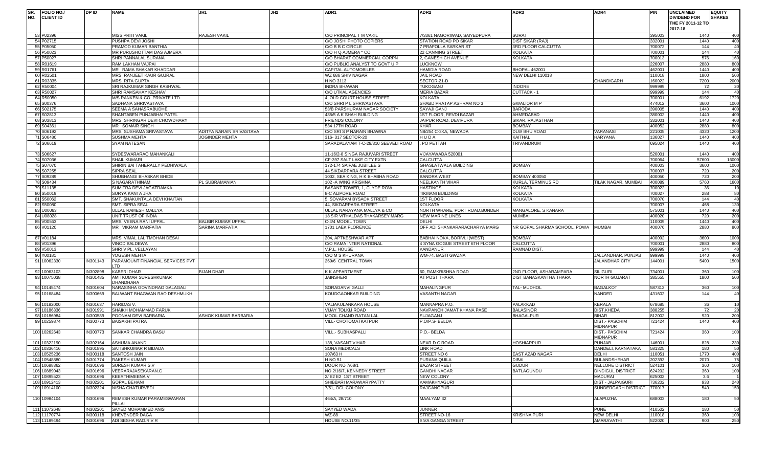| SR. NO. | FOLIO NO./ CLIENT ID | DP ID | NAME | JH1 | JH2 | ADR1 | ADR2 | ADR3 | ADR4 | PIN | UNCLAIMED DIVIDEND FOR THE FY 2011-12 TO 2017-18 | EQUITY SHARES |
|---|---|---|---|---|---|---|---|---|---|---|---|---|
| 53 | P02396 | | MISS PRITI VAKIL | RAJESH VAKIL | | C/O PRINCIPAL T M VAKIL | 7/3361 NAGORIWAD, SAIYEDPURA | SURAT | | 395003 | 1440 | 400 |
| 54 | P02715 | | PUSHPA DEVI JOSHI | | | C/O JOSHI PHOTO COPIERS | STATION ROAD PO SIKAR | DIST SIKAR (RAJ) | | 332001 | 1440 | 400 |
| 55 | P05050 | | PRAMOD KUMAR BANTHIA | | | C/O B B C CIRCLE | 7 PRAFOLLA SARKAR ST | 3RD FLOOR CALCUTTA | | 700072 | 144 | 40 |
| 56 | P50023 | | MR PURUSHOTTAM DAS AJMERA | | | C/O H Q AJMERA * CO | 22 CANNING STREET | KOLKATA | | 700001 | 144 | 40 |
| 57 | P50027 | | SHRI PANNALAL SURANA | | | C/O BHARAT COMMERCIAL CORPN | 2, GANESH CH AVENUE | KOLKATA | | 700013 | 576 | 160 |
| 58 | R01619 | | RAM LAKHAN VAJPAI | | | C/O PUBLIC ANALYST TO GOVT U P | LUCKNOW | | | 226007 | 2880 | 800 |
| 59 | R01761 | | MR RAMA SHAKAR KHADDAR | | | CAPITAL AUTOMOBILES | HAMIDIA ROAD | BHOPAL 462001 | | 462001 | 1440 | 400 |
| 60 | R02501 | | MRS RANJEET KAUR GUJRAL | | | WZ 686 SHIV NAGAR | JAIL ROAD | NEW DELHI 110018 | | 110018 | 1800 | 500 |
| 61 | R03335 | | MRS RITA GUPTA | | | H NO 3113 | SECTOR-21-D | | CHANDIGARH | 160022 | 7200 | 2000 |
| 62 | R50004 | | SRI RAJKUMAR SINGH KASHWAL | | | INDRA BHAWAN | TUKOGANJ | INDORE | | 999999 | 72 | 20 |
| 63 | R50027 | | SHRI RAMSAHAY KESHAV | | | C/O UTKAL AGENCIES | MERIA BAZAR | CUTTACK - 1 | | 999999 | 144 | 40 |
| 64 | R50050 | | M/S RANKEN & CO. PRIVATE LTD. | | | 4, OLD COURT HOUSE STREET | KOLKATA | | | 700001 | 6192 | 1720 |
| 65 | S00376 | | SADHANA SHRIVASTAVA | | | C/O SHRI P L SHRIVASTAVA | SHABD PRATAP ASHRAM NO 3 | GWALIOR M P | | 474012 | 3600 | 1000 |
| 66 | S02175 | | SEEMA A SAHASRABUDHE | | | 53/B PARSHURAM NAGAR SOCIETY | SAYAJI GANJ | BARODA | | 390005 | 1440 | 400 |
| 67 | S02813 | | SHANTABEN PUNJABHAI PATEL | | | 485/5 A K SHAH BUILDING | 1ST FLOOR, REVDI BAZAR | AHMEDABAD | | 380002 | 1440 | 400 |
| 68 | S03813 | | MRS SHRINGAR DEVI CHOWDHARY | | | FRIENDS COLONY | JAIPUR ROAD, DEVIPURA | SIKAR, RAJASTHAN | | 332001 | 1440 | 400 |
| 69 | S04361 | | MR SOMAIR SINGH | | | 534 17TH ROAD | KHAR | BOMBAY | | 400052 | 2880 | 800 |
| 70 | S06192 | | MRS SUSHAMA SRIVASTAVA | ADITYA NARAIN SRIVASTAVA | | C/O SRI S P NARAIN BHAWNA | N8/254 C-3KA, NEWADA | DLW BHU ROAD | VARANASI | 221005 | 4320 | 1200 |
| 71 | S06480 | | SUSHMA MEHTA | JOGINDER MEHTA | | 316- 317 SECTOR-20 | H U D A | KAITHAL | HARYANA | 136027 | 1440 | 400 |
| 72 | S06619 | | SYAM NATESAN | | | SARADALAYAM T-C-29/310 SEEVELI ROAD | , PO PETTAH | TRIVANDRUM | | 695024 | 1440 | 400 |
| 73 | S06627 | | SYDESWARARAO MAHANKALI | | | 11-16/2-8 SINGA RAJUVARI STREET | VIJAYAWADA 520001 | | | 520001 | 1440 | 400 |
| 74 | S07036 | | SHAIL KUMARI | | | CF-397 SALT LAKE CITY EXTN | CALCUTTA | | | 700064 | 57600 | 16000 |
| 75 | S07070 | | SHIRIN BAI TAHERALLY PEDHIWALA | | | 172-174 SAIFAE JUBILEE S | GHASLATWALA BUILDING | BOMBAY | | 400003 | 3600 | 1000 |
| 76 | S07255 | | SIPRA SEAL | | | 44 SIKDARPARA STREET | CALCUTTA | | | 700007 | 720 | 200 |
| 77 | S09289 | | SHUBHANGI BHASKAR BHIDE | | | 1002, SEA KING, H K BHABHA ROAD | BANDRA WEST | BOMBAY 400050 | | 400050 | 720 | 200 |
| 78 | S09434 | | S NAGARATHINAM | PL SUBRAMANIAN | | 102 -A WING KRISHNA | NEELKANTH VIHAR | KURLA, TERMINUS RD | TILAK NAGAR, MUMBAI | 400089 | 5760 | 1600 |
| 79 | S11135 | | SUMITRA DEVI JAGATRAMKA | | | BASANT TOWER, 1, CLYDE ROW | HASTINGS | KOLKATA | | 700022 | 36 | 10 |
| 80 | S50019 | | SURYA KANTA JHA | | | 8-C ALIPORE ROAD | TIKMANI BUILDING | KOLKATA | | 700027 | 288 | 80 |
| 81 | S50062 | | SMT. SHAKUNTALA DEVI KHAITAN | | | 5, SOVARAM BYSACK STREET | 1ST FLOOR | KOLKATA | | 700070 | 144 | 40 |
| 82 | S50080 | | SMT. SIPRA SEAL | | | 44, SIKDARPARA STREET | KOLKATA | | | 700007 | 468 | 130 |
| 83 | U00063 | | ULLAL RAMESH MALLYA | | | ULLAL NARAYANA MALLYA & CO | NORTH WHARE, PORT ROAD,BUNDER | MANGALORE, S KANARA | | 575001 | 1440 | 400 |
| 84 | U08028 | | UNIT TRUST OF INDIA | | | 18 SIR VITHALDAS THAKARSEY MARG | NEW MARINE LINES | MUMBAI | | 400020 | 720 | 200 |
| 85 | V00563 | | MRS VEENA RANI UPPAL | BALBIR KUMAR UPPAL | | C-4/4 MODEL TOWN | DELHI | | | 110009 | 1440 | 400 |
| 86 | V01120 | | MR VIKRAM MARFATIA | SARINA MARFATIA | | 1701 LAEK FLORENCE | OFF ADI SHANKARARACHARYA MARG | NR GOPAL SHARMA SCHOOL, POWA | MUMBAI | 400076 | 2880 | 800 |
| 87 | V01184 | | MRS VIMAL LALITMOHAN DESAI | | | 204, APTKESHWAR APT | BABHAI NOKA, BORIVLI (WEST) | BOMBAY | | 400092 | 3600 | 1000 |
| 88 | V01396 | | VINOD BALDEWA | | | C/O RAMA INTER NATIONAL | 4 SYNA GOGUE STREET 6TH FLOOR | CALCUTTA | | 700001 | 2880 | 800 |
| 89 | V50013 | | SHRI V PL. VELLAYAN | | | V.P.L. HOUSE | KANDANUR | RAMNAD DIST. | | 999999 | 144 | 40 |
| 90 | Y00181 | | YOGESH MEHTA | | | C/O M S KHURANA | WM-74, BASTI GWZNA | | JALLANDHAR, PUNJAB | 999999 | 1440 | 400 |
| 91 | 10062330 | IN301143 | PARAMOUNT FINANCIAL SERVICES PVT LTD | | | 269/6 CENTRAL TOWN | | | JALANDHAR CITY | 144001 | 5400 | 1500 |
| 92 | 10063103 | IN302898 | KABERI DHAR | BIJAN DHAR | | K K APPARTMENT | 60, RAMKRISHNA ROAD | 2ND FLOOR, ASHARAMPARA | SILIGURI | 734001 | 360 | 100 |
| 93 | 10075038 | IN301485 | AMITKUMAR SURESHKUMAR DHANDHARA | | | JAINSHERI | AT POST THARA | DIST BANASKANTHA THARA | NORTH GUJARAT | 385555 | 1800 | 500 |
| 94 | 10145474 | IN301604 | NARASINHA GOVINDRAO GALAGALI | | | SORAGANVI GALLI | MAHALINGPUR | TAL- MUDHOL | BAGALKOT | 587312 | 360 | 100 |
| 95 | 10168484 | IN300669 | BALWANT BHAGWAN RAO DESHMUKH | | | KOUDGAONKAR BUILDING | VASANTH NAGAR | | NANDED | 431602 | 144 | 40 |
| 96 | 10182000 | IN301637 | HARIDAS V. | | | VALIAKULANKARA HOUSE | MANNAPRA P.O. | PALAKKAD | KERALA | 678685 | 36 | 10 |
| 97 | 10186336 | IN301991 | SHAIKH MOHAMMAD FARUK | | | VIJAY TOLKIJ ROAD | NAVPANCH JAMAT KHANA PASE | BALASINOR | DIST.KHEDA | 388255 | 72 | 20 |
| 98 | 10186984 | IN300589 | POONAM DEVI BARBARIA | ASHOK KUMAR BARBARIA | | MOOL CHAND RATAN LAL | SUJAGANJ | BHAGALPUR | BIHAR | 812002 | 920 | 200 |
| 99 | 10259874 | IN300773 | BAISAKHI PATRA | | | VILL- CHOTOMATKATPUR | P.O/P.S- BELDA | | DIST.- PASCHIM MIDNAPUR | 721424 | 1440 | 400 |
| 100 | 10262643 | IN300773 | SANKAR CHANDRA BASU | | | VILL.- SUBHASPALLI | P.O.- BELDA | | DIST.- PASCHIM MIDNAPUR | 721424 | 360 | 100 |
| 101 | 10322190 | IN302164 | ASHUMA ANAND | | | 138, VASANT VIHAR | NEAR D C ROAD | HOSHIARPUR | PUNJAB | 146001 | 828 | 230 |
| 102 | 10336416 | IN301895 | SATISHKUMAR R BIDADA | | | SONA MEDICALS | LINK ROAD | | DANDELI, KARNATAKA | 581325 | 180 | 50 |
| 103 | 10525236 | IN300118 | SANTOSH JAIN | | | 107/63 H | STREET NO 6 | EAST AZAD NAGAR | DELHI | 110051 | 1770 | 400 |
| 104 | 10548880 | IN301774 | RAKESH KUMAR | | | H NO 51 | PURANA QUILA | DIBAI | BULANDSHEHAR | 202393 | 2070 | 75 |
| 105 | 10688362 | IN301696 | SURESH KUMAR.S.V | | | DOOR NO 7/68/1 | BAZAR STREET | GUDUR | NELLORE DISTRICT | 524101 | 360 | 100 |
| 106 | 10889043 | IN301696 | VEERARAJASEKARAN.C | | | NO.2/16/7, KENNEDY STREET | GANDHI NAGAR | BATLAGUNDU | DINDIGUL DISTRICT | 624202 | 360 | 100 |
| 107 | 10895523 | IN301696 | KEERTHIMEENA.V | | | 2/ E2 E2 1ST STREET | NEW COLONY | | MADURAI | 625002 | 3.6 | 1 |
| 108 | 10912413 | IN302201 | GOPAL BEHANI | | | SHIBBARI MARAWARYPATTY | KAMAKHYAGURI | | DIST - JALPAIGURI | 736202 | 933 | 240 |
| 109 | 10914100 | IN302324 | NISHA CHATURVEDI | | | 7/51, OCL COLONY | RAJGANGPUR | | SUNDERGARH DISTRICT | 770017 | 540 | 150 |
| 110 | 10984104 | IN301696 | REMESH KUMAR PARAMESWARAN PILLAI | | | 464/A, 28/710 | MAALYAM 32 | | ALAPUZHA | 688003 | 180 | 50 |
| 111 | 11072648 | IN302201 | SAYED MOHAMMED ANIS | | | SAYYED WADA | JUNNER | | PUNE | 410502 | 180 | 50 |
| 112 | 11170774 | IN300118 | KHEVENDER DAGA | | | WZ-88 | STREET NO-16 | KRISHNA PURI | NEW DELHI | 110018 | 360 | 100 |
| 113 | 11189494 | IN301696 | ADI SESHA RAO.R.V.R | | | HOUSE NO.11/35 | SIVA GANGA STREET | | AMARAVATHI | 522020 | 900 | 250 |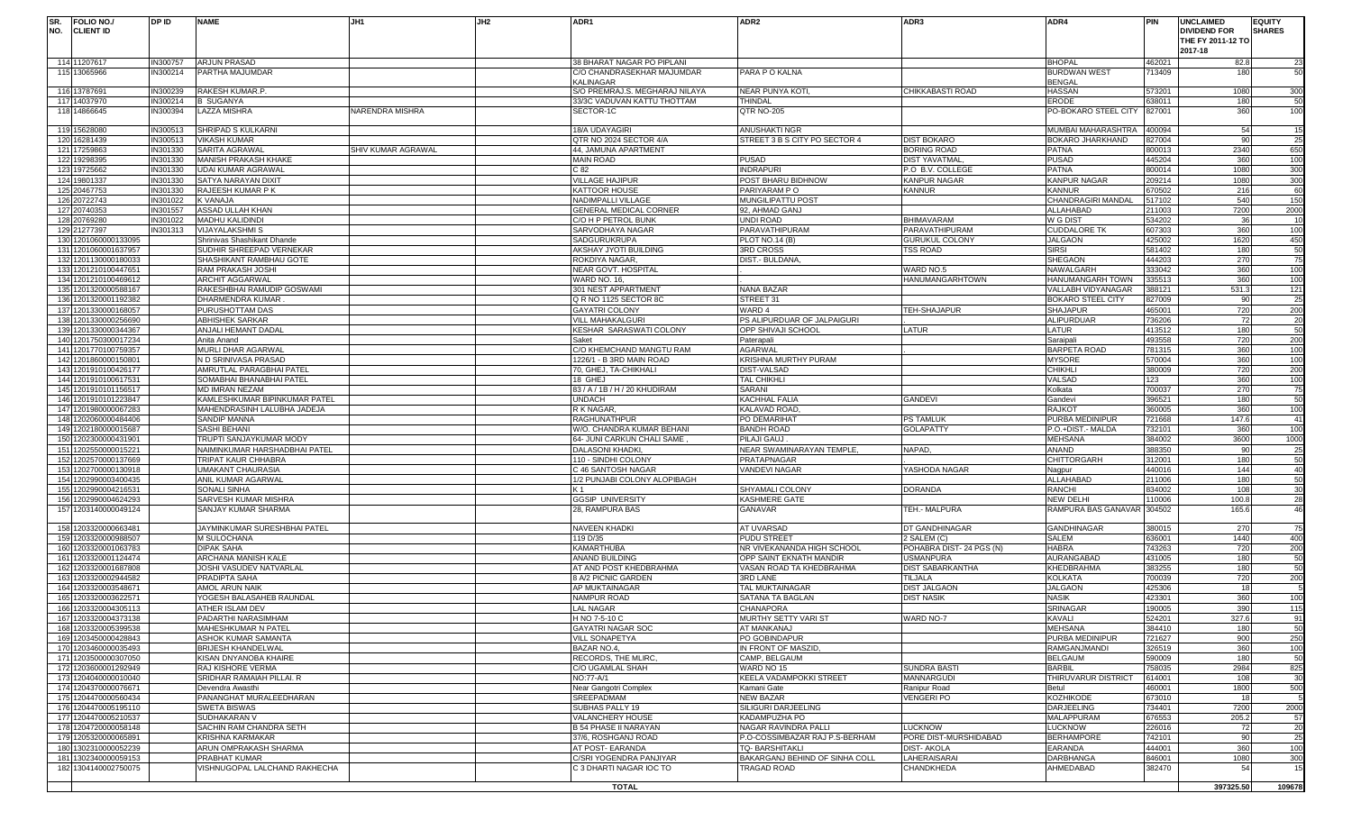| SR. NO. | FOLIO NO./ CLIENT ID | DP ID | NAME | JH1 | JH2 | ADR1 | ADR2 | ADR3 | ADR4 | PIN | UNCLAIMED DIVIDEND FOR THE FY 2011-12 TO 2017-18 | EQUITY SHARES |
|---|---|---|---|---|---|---|---|---|---|---|---|---|
| 114 | 11207617 | IN300757 | ARJUN PRASAD | | | 38 BHARAT NAGAR PO PIPLANI | | | BHOPAL | 462021 | 82.8 | 23 |
| 115 | 13065966 | IN300214 | PARTHA MAJUMDAR | | | C/O CHANDRASEKHAR MAJUMDAR KALINAGAR | PARA P O KALNA | | BURDWAN WEST BENGAL | 713409 | 180 | 50 |
| 116 | 13787691 | IN300239 | RAKESH KUMAR.P. | | | S/O PREMRAJ.S. MEGHARAJ NILAYA | NEAR PUNYA KOTI, | CHIKKABASTI ROAD | HASSAN | 573201 | 1080 | 300 |
| 117 | 14037970 | IN300214 | B SUGANYA | | | 33/3C VADUVAN KATTU THOTTAM | THINDAL | | ERODE | 638011 | 180 | 50 |
| 118 | 14866645 | IN300394 | LAZZA MISHRA | NARENDRA MISHRA | | SECTOR-1C | QTR NO-205 | | PO-BOKARO STEEL CITY | 827001 | 360 | 100 |
| 119 | 15628080 | IN300513 | SHRIPAD S KULKARNI | | | 18/A UDAYAGIRI | ANUSHAKTI NGR | | MUMBAI MAHARASHTRA | 400094 | 54 | 15 |
| 120 | 16281439 | IN300513 | VIKASH KUMAR | | | QTR NO 2024 SECTOR 4/A | STREET 3 B S CITY PO SECTOR 4 | DIST BOKARO | BOKARO JHARKHAND | 827004 | 90 | 25 |
| 121 | 17259863 | IN301330 | SARITA AGRAWAL | SHIV KUMAR AGRAWAL | | 44, JAMUNA APARTMENT | | BORING ROAD | PATNA | 800013 | 2340 | 650 |
| 122 | 19298395 | IN301330 | MANISH PRAKASH KHAKE | | | MAIN ROAD | PUSAD | DIST YAVATMAL, | PUSAD | 445204 | 360 | 100 |
| 123 | 19725662 | IN301330 | UDAI KUMAR AGRAWAL | | | C 82 | INDRAPURI | P.O B.V. COLLEGE | PATNA | 800014 | 1080 | 300 |
| 124 | 19801337 | IN301330 | SATYA NARAYAN DIXIT | | | VILLAGE HAJIPUR | POST BHARU BIDHNOW | KANPUR NAGAR | KANPUR NAGAR | 209214 | 1080 | 300 |
| 125 | 20467753 | IN301330 | RAJEESH KUMAR P K | | | KATTOOR HOUSE | PARIYARAM P O | KANNUR | KANNUR | 670502 | 216 | 60 |
| 126 | 20722743 | IN301022 | K VANAJA | | | NADIMPALLI VILLAGE | MUNGILIPATTU POST | | CHANDRAGIRI MANDAL | 517102 | 540 | 150 |
| 127 | 20740353 | IN301557 | ASSAD ULLAH KHAN | | | GENERAL MEDICAL CORNER | 92, AHMAD GANJ | | ALLAHABAD | 211003 | 7200 | 2000 |
| 128 | 20769280 | IN301022 | MADHU KALIDINDI | | | C/O H P PETROL BUNK | UNDI ROAD | BHIMAVARAM | W G DIST | 534202 | 36 | 10 |
| 129 | 21277397 | IN301313 | VIJAYALAKSHMI S | | | SARVODHAYA NAGAR | PARAVATHIPURAM | PARAVATHIPURAM | CUDDALORE TK | 607303 | 360 | 100 |
| 130 | 1201060000133095 | | Shrinivas Shashikant Dhande | | | SADGURUKRUPA | PLOT NO.14 (B) | GURUKUL COLONY | JALGAON | 425002 | 1620 | 450 |
| 131 | 1201060001637957 | | SUDHIR SHREEPAD VERNEKAR | | | AKSHAY JYOTI BUILDING | 3RD CROSS | TSS ROAD | SIRSI | 581402 | 180 | 50 |
| 132 | 1201130000180033 | | SHASHIKANT RAMBHAU GOTE | | | ROKDIYA NAGAR, | DIST.- BULDANA, | | SHEGAON | 444203 | 270 | 75 |
| 133 | 1201210100447651 | | RAM PRAKASH JOSHI | | | NEAR GOVT. HOSPITAL | . | WARD NO.5 | NAWALGARH | 333042 | 360 | 100 |
| 134 | 1201210100469612 | | ARCHIT AGGARWAL | | | WARD NO. 16, | . | HANUMANGARHTOWN | HANUMANGARH TOWN | 335513 | 360 | 100 |
| 135 | 1201320000588167 | | RAKESHBHAI RAMUDIP GOSWAMI | | | 301 NEST APPARTMENT | NANA BAZAR | | VALLABH VIDYANAGAR | 388121 | 531.3 | 121 |
| 136 | 1201320001192382 | | DHARMENDRA KUMAR . | | | Q R NO 1125 SECTOR 8C | STREET 31 | | BOKARO STEEL CITY | 827009 | 90 | 25 |
| 137 | 1201330000168057 | | PURUSHOTTAM DAS | | | GAYATRI COLONY | WARD 4 | TEH-SHAJAPUR | SHAJAPUR | 465001 | 720 | 200 |
| 138 | 1201330000256690 | | ABHISHEK SARKAR | | | VILL MAHAKALGURI | PS ALIPURDUAR OF JALPAIGURI | . | ALIPURDUAR | 736206 | 72 | 20 |
| 139 | 1201330000344367 | | ANJALI HEMANT DADAL | | | KESHAR SARASWATI COLONY | OPP SHIVAJI SCHOOL | LATUR | LATUR | 413512 | 180 | 50 |
| 140 | 1201750300017234 | | Anita Anand | | | Saket | Paterapali | | Saraipali | 493558 | 720 | 200 |
| 141 | 1201770100759357 | | MURLI DHAR AGARWAL | | | C/O KHEMCHAND MANGTU RAM | AGARWAL | | BARPETA ROAD | 781315 | 360 | 100 |
| 142 | 1201860000150801 | | N D SRINIVASA PRASAD | | | 1226/1 - B 3RD MAIN ROAD | KRISHNA MURTHY PURAM | | MYSORE | 570004 | 360 | 100 |
| 143 | 1201910100426177 | | AMRUTLAL PARAGBHAI PATEL | | | 70, GHEJ, TA-CHIKHALI | DIST-VALSAD | | CHIKHLI | 380009 | 720 | 200 |
| 144 | 1201910100617531 | | SOMABHAI BHANABHAI PATEL | | | 18 GHEJ | TAL CHIKHLI | | VALSAD | 123 | 360 | 100 |
| 145 | 1201910101156617 | | MD IMRAN NEZAM | | | 83 / A / 1B / H / 20 KHUDIRAM | SARANI | | Kolkata | 700037 | 270 | 75 |
| 146 | 1201910101223847 | | KAMLESHKUMAR BIPINKUMAR PATEL | | | UNDACH | KACHHAL FALIA | GANDEVI | Gandevi | 396521 | 180 | 50 |
| 147 | 1201980000067283 | | MAHENDRASINH LALUBHA JADEJA | | | R K NAGAR, | KALAVAD ROAD, | | RAJKOT | 360005 | 360 | 100 |
| 148 | 1202060000484406 | | SANDIP MANNA | | | RAGHUNATHPUR | PO DEMARIHAT | PS TAMLUK | PURBA MEDINIPUR | 721668 | 147.6 | 41 |
| 149 | 1202180000015687 | | SASHI BEHANI | | | W/O. CHANDRA KUMAR BEHANI | BANDH ROAD | GOLAPATTY | P.O.+DIST.- MALDA | 732101 | 360 | 100 |
| 150 | 1202300000431901 | | TRUPTI SANJAYKUMAR MODY | | | 64- JUNI CARKUN CHALI SAME , | PILAJI GAUJ , | | MEHSANA | 384002 | 3600 | 1000 |
| 151 | 1202550000015221 | | NAIMINKUMAR HARSHADBHAI PATEL | | | DALASONI KHADKI, | NEAR SWAMINARAYAN TEMPLE, | NAPAD, | ANAND | 388350 | 90 | 25 |
| 152 | 1202570000137669 | | TRIPAT KAUR CHHABRA | | | 110 - SINDHI COLONY | PRATAPNAGAR | | CHITTORGARH | 312001 | 180 | 50 |
| 153 | 1202700000130918 | | UMAKANT CHAURASIA | | | C 46 SANTOSH NAGAR | VANDEVI NAGAR | YASHODA NAGAR | Nagpur | 440016 | 144 | 40 |
| 154 | 1202990003400435 | | ANIL KUMAR AGARWAL | | | 1/2 PUNJABI COLONY ALOPIBAGH | | | ALLAHABAD | 211006 | 180 | 50 |
| 155 | 1202990004216531 | | SONALI SINHA | | | K 1 | SHYAMALI COLONY | DORANDA | RANCHI | 834002 | 108 | 30 |
| 156 | 1202990004624293 | | SARVESH KUMAR MISHRA | | | GGSIP UNIVERSITY | KASHMERE GATE | | NEW DELHI | 110006 | 100.8 | 28 |
| 157 | 1203140000049124 | | SANJAY KUMAR SHARMA | | | 28, RAMPURA BAS | GANAVAR | TEH.- MALPURA | RAMPURA BAS GANAVAR | 304502 | 165.6 | 46 |
| 158 | 1203320000663481 | | JAYMINKUMAR SURESHBHAI PATEL | | | NAVEEN KHADKI | AT UVARSAD | DT GANDHINAGAR | GANDHINAGAR | 380015 | 270 | 75 |
| 159 | 1203320000988507 | | M SULOCHANA | | | 119 D/35 | PUDU STREET | 2 SALEM (C) | SALEM | 636001 | 1440 | 400 |
| 160 | 1203320001063783 | | DIPAK SAHA | | | KAMARTHUBA | NR VIVEKANANDA HIGH SCHOOL | POHABRA DIST- 24 PGS (N) | HABRA | 743263 | 720 | 200 |
| 161 | 1203320001124474 | | ARCHANA MANISH KALE | | | ANAND BUILDING | OPP SAINT EKNATH MANDIR | USMANPURA | AURANGABAD | 431005 | 180 | 50 |
| 162 | 1203320001687808 | | JOSHI VASUDEV NATVARLAL | | | AT AND POST KHEDBRAHMA | VASAN ROAD TA KHEDBRAHMA | DIST SABARKANTHA | KHEDBRAHMA | 383255 | 180 | 50 |
| 163 | 1203320002944582 | | PRADIPTA SAHA | | | 8 A/2 PICNIC GARDEN | 3RD LANE | TILJALA | KOLKATA | 700039 | 720 | 200 |
| 164 | 1203320003548671 | | AMOL ARUN NAIK | | | AP MUKTAINAGAR | TAL MUKTAINAGAR | DIST JALGAON | JALGAON | 425306 | 18 | 5 |
| 165 | 1203320003622571 | | YOGESH BALASAHEB RAUNDAL | | | NAMPUR ROAD | SATANA TA BAGLAN | DIST NASIK | NASIK | 423301 | 360 | 100 |
| 166 | 1203320004305113 | | ATHER ISLAM DEV | | | LAL NAGAR | CHANAPORA | | SRINAGAR | 190005 | 390 | 115 |
| 167 | 1203320004373138 | | PADARTHI NARASIMHAM | | | H NO 7-5-10 C | MURTHY SETTY VARI ST | WARD NO-7 | KAVALI | 524201 | 327.6 | 91 |
| 168 | 1203320005399538 | | MAHESHKUMAR N PATEL | | | GAYATRI NAGAR SOC | AT MANKANAJ | | MEHSANA | 384410 | 180 | 50 |
| 169 | 1203450000428843 | | ASHOK KUMAR SAMANTA | | | VILL SONAPETYA | PO GOBINDAPUR | | PURBA MEDINIPUR | 721627 | 900 | 250 |
| 170 | 1203460000035493 | | BRIJESH KHANDELWAL | | | BAZAR NO.4, | IN FRONT OF MASZID, | | RAMGANJMANDI | 326519 | 360 | 100 |
| 171 | 1203500000307050 | | KISAN DNYANOBA KHAIRE | | | RECORDS, THE MLIRC, | CAMP, BELGAUM | | BELGAUM | 590009 | 180 | 50 |
| 172 | 1203600001292949 | | RAJ KISHORE VERMA | | | C/O UGAMLAL SHAH | WARD NO 15 | SUNDRA BASTI | BARBIL | 758035 | 2984 | 825 |
| 173 | 1204040000010040 | | SRIDHAR RAMAIAH PILLAI. R | | | NO:77-A/1 | KEELA VADAMPOKKI STREET | MANNARGUDI | THIRUVARUR DISTRICT | 614001 | 108 | 30 |
| 174 | 1204370000076671 | | Devendra Awasthi | | | Near Gangotri Complex | Kamani Gate | Ranipur Road | Betul | 460001 | 1800 | 500 |
| 175 | 1204470000560434 | | PANANGHAT MURALEEDHARAN | | | SREEPADMAM | NEW BAZAR | VENGERI PO | KOZHIKODE | 673010 | 18 | 5 |
| 176 | 1204470005195110 | | SWETA BISWAS | | | SUBHAS PALLY 19 | SILIGURI DARJEELING | | DARJEELING | 734401 | 7200 | 2000 |
| 177 | 1204470005210537 | | SUDHAKARAN V | | | VALANCHERY HOUSE | KADAMPUZHA PO | | MALAPPURAM | 676553 | 205.2 | 57 |
| 178 | 1204720000058148 | | SACHIN RAM CHANDRA SETH | | | B 54 PHASE II NARAYAN | NAGAR RAVINDRA PALLI | LUCKNOW | LUCKNOW | 226016 | 72 | 20 |
| 179 | 1205320000065891 | | KRISHNA KARMAKAR | | | 37/6, ROSHGANJ ROAD | P.O-COSSIMBAZAR RAJ P.S-BERHAM | PORE DIST-MURSHIDABAD | BERHAMPORE | 742101 | 90 | 25 |
| 180 | 1302310000052239 | | ARUN OMPRAKASH SHARMA | | | AT POST- EARANDA | TQ- BARSHITAKLI | DIST- AKOLA | EARANDA | 444001 | 360 | 100 |
| 181 | 1302340000059153 | | PRABHAT KUMAR | | | C/SRI YOGENDRA PANJIYAR | BAKARGANJ BEHIND OF SINHA COLL | LAHERAISARAI | DARBHANGA | 846001 | 1080 | 300 |
| 182 | 1304140002750075 | | VISHNUGOPAL LALCHAND RAKHECHA | | | C 3 DHARTI NAGAR IOC TO | TRAGAD ROAD | CHANDKHEDA | AHMEDABAD | 382470 | 54 | 15 |
| | | | | | | **TOTAL** | | | | | **397325.50** | **109678** |